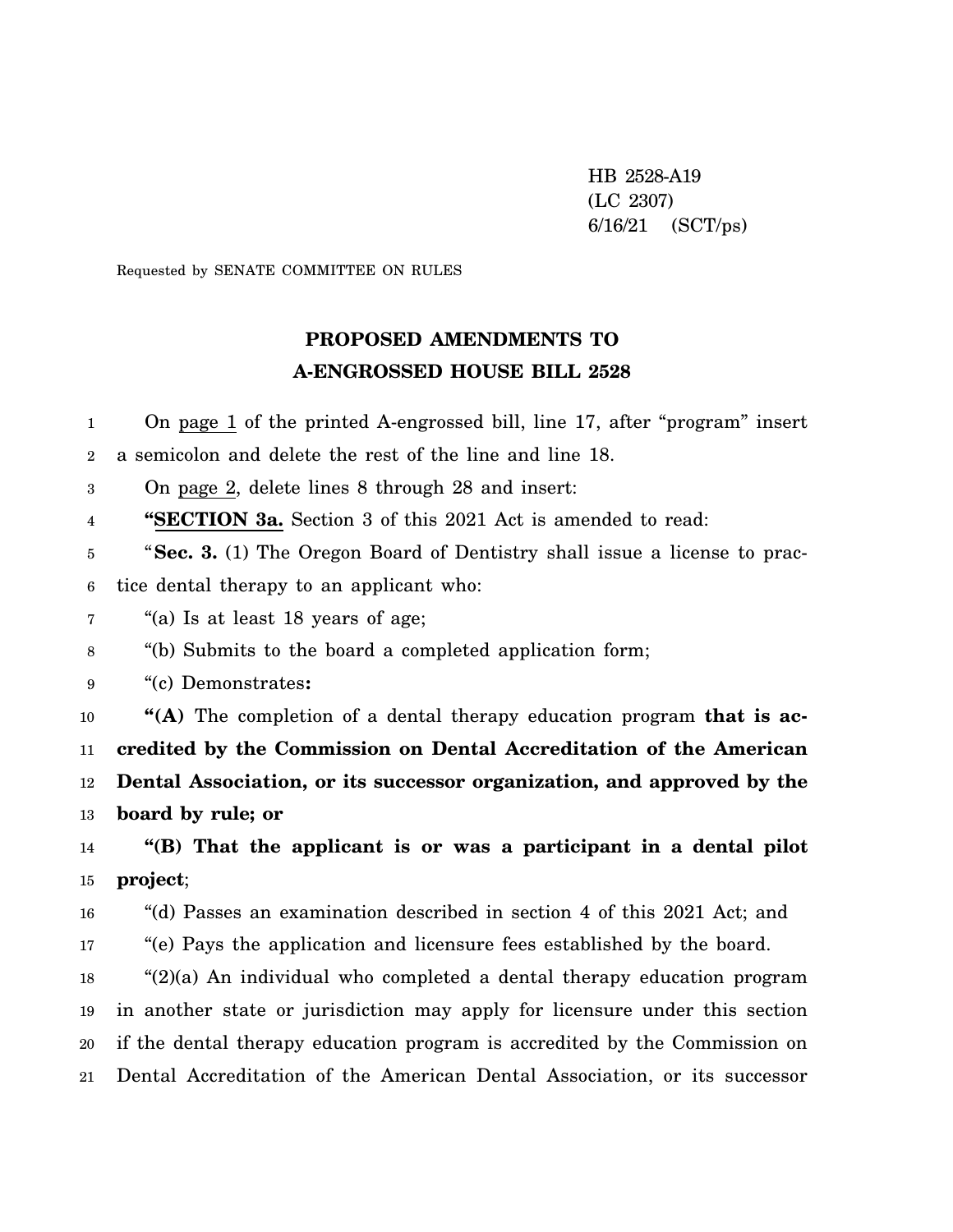HB 2528-A19
(LC 2307)
6/16/21 (SCT/ps)

Requested by SENATE COMMITTEE ON RULES

# PROPOSED AMENDMENTS TO A-ENGROSSED HOUSE BILL 2528

On page 1 of the printed A-engrossed bill, line 17, after "program" insert a semicolon and delete the rest of the line and line 18.

On page 2, delete lines 8 through 28 and insert:

**"SECTION 3a.** Section 3 of this 2021 Act is amended to read:

"**Sec. 3.** (1) The Oregon Board of Dentistry shall issue a license to practice dental therapy to an applicant who:

"(a) Is at least 18 years of age;

"(b) Submits to the board a completed application form;

"(c) Demonstrates**:**

**"(A)** The completion of a dental therapy education program **that is accredited by the Commission on Dental Accreditation of the American Dental Association, or its successor organization, and approved by the board by rule; or**

**"(B) That the applicant is or was a participant in a dental pilot project**;

"(d) Passes an examination described in section 4 of this 2021 Act; and

"(e) Pays the application and licensure fees established by the board.

"(2)(a) An individual who completed a dental therapy education program in another state or jurisdiction may apply for licensure under this section if the dental therapy education program is accredited by the Commission on Dental Accreditation of the American Dental Association, or its successor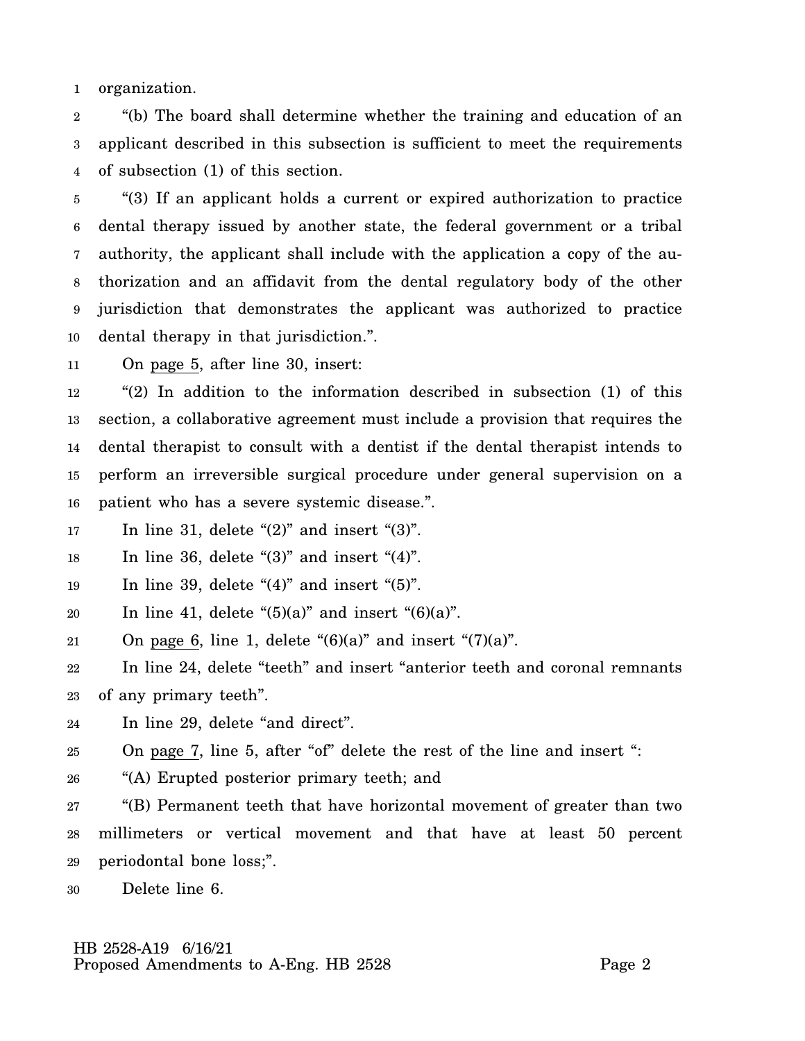organization.

"(b) The board shall determine whether the training and education of an applicant described in this subsection is sufficient to meet the requirements of subsection (1) of this section.

"(3) If an applicant holds a current or expired authorization to practice dental therapy issued by another state, the federal government or a tribal authority, the applicant shall include with the application a copy of the authorization and an affidavit from the dental regulatory body of the other jurisdiction that demonstrates the applicant was authorized to practice dental therapy in that jurisdiction.".

On page 5, after line 30, insert:

"(2) In addition to the information described in subsection (1) of this section, a collaborative agreement must include a provision that requires the dental therapist to consult with a dentist if the dental therapist intends to perform an irreversible surgical procedure under general supervision on a patient who has a severe systemic disease.".

In line 31, delete "(2)" and insert "(3)".

In line 36, delete "(3)" and insert "(4)".

In line 39, delete "(4)" and insert "(5)".

In line 41, delete "(5)(a)" and insert "(6)(a)".

On page 6, line 1, delete "(6)(a)" and insert "(7)(a)".

In line 24, delete "teeth" and insert "anterior teeth and coronal remnants of any primary teeth".

In line 29, delete "and direct".

On page 7, line 5, after "of" delete the rest of the line and insert ":

"(A) Erupted posterior primary teeth; and

"(B) Permanent teeth that have horizontal movement of greater than two millimeters or vertical movement and that have at least 50 percent periodontal bone loss;".

Delete line 6.

HB 2528-A19 6/16/21
Proposed Amendments to A-Eng. HB 2528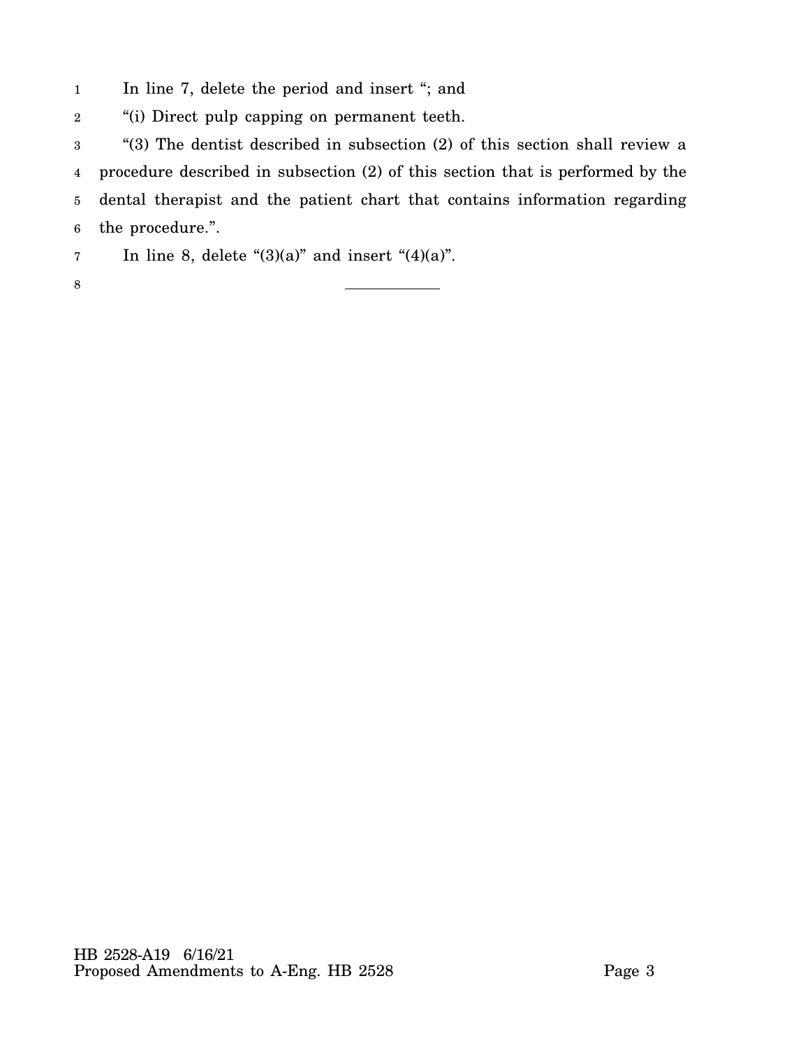In line 7, delete the period and insert "; and

"(i) Direct pulp capping on permanent teeth.

"(3) The dentist described in subsection (2) of this section shall review a procedure described in subsection (2) of this section that is performed by the dental therapist and the patient chart that contains information regarding the procedure.".

In line 8, delete "(3)(a)" and insert "(4)(a)".

---